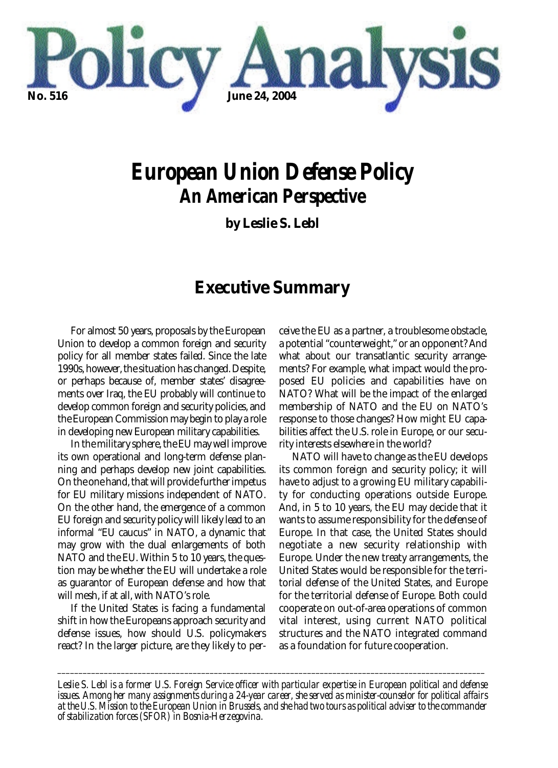# Policy Analysis

**No. 516** **June 24, 2004**

# European Union Defense Policy
## An American Perspective

**by Leslie S. Lebl**

## Executive Summary

For almost 50 years, proposals by the European Union to develop a common foreign and security policy for all member states failed. Since the late 1990s, however, the situation has changed. Despite, or perhaps because of, member states' disagreements over Iraq, the EU probably will continue to develop common foreign and security policies, and the European Commission may begin to play a role in developing new European military capabilities.

In the military sphere, the EU may well improve its own operational and long-term defense planning and perhaps develop new joint capabilities. On the one hand, that will provide further impetus for EU military missions independent of NATO. On the other hand, the emergence of a common EU foreign and security policy will likely lead to an informal "EU caucus" in NATO, a dynamic that may grow with the dual enlargements of both NATO and the EU. Within 5 to 10 years, the question may be whether the EU will undertake a role as guarantor of European defense and how that will mesh, if at all, with NATO's role.

If the United States is facing a fundamental shift in how the Europeans approach security and defense issues, how should U.S. policymakers react? In the larger picture, are they likely to perceive the EU as a partner, a troublesome obstacle, a potential "counterweight," or an opponent? And what about our transatlantic security arrangements? For example, what impact would the proposed EU policies and capabilities have on NATO? What will be the impact of the enlarged membership of NATO and the EU on NATO's response to those changes? How might EU capabilities affect the U.S. role in Europe, or our security interests elsewhere in the world?

NATO will have to change as the EU develops its common foreign and security policy; it will have to adjust to a growing EU military capability for conducting operations outside Europe. And, in 5 to 10 years, the EU may decide that it wants to assume responsibility for the defense of Europe. In that case, the United States should negotiate a new security relationship with Europe. Under the new treaty arrangements, the United States would be responsible for the territorial defense of the United States, and Europe for the territorial defense of Europe. Both could cooperate on out-of-area operations of common vital interest, using current NATO political structures and the NATO integrated command as a foundation for future cooperation.

---

*Leslie S. Lebl is a former U.S. Foreign Service officer with particular expertise in European political and defense issues. Among her many assignments during a 24-year career, she served as minister-counselor for political affairs at the U.S. Mission to the European Union in Brussels, and she had two tours as political adviser to the commander of stabilization forces (SFOR) in Bosnia-Herzegovina.*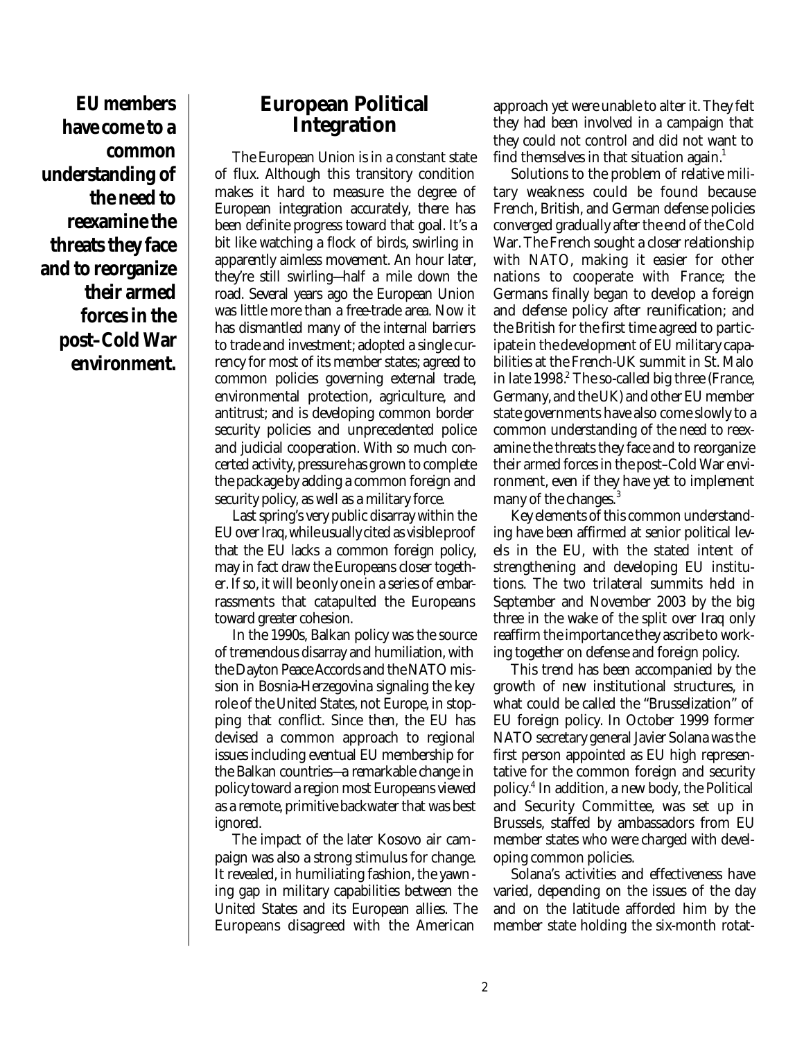**EU members have come to a common understanding of the need to reexamine the threats they face and to reorganize their armed forces in the post–Cold War environment.**

## European Political Integration

The European Union is in a constant state of flux. Although this transitory condition makes it hard to measure the degree of European integration accurately, there has been definite progress toward that goal. It's a bit like watching a flock of birds, swirling in apparently aimless movement. An hour later, they're still swirling—half a mile down the road. Several years ago the European Union was little more than a free-trade area. Now it has dismantled many of the internal barriers to trade and investment; adopted a single currency for most of its member states; agreed to common policies governing external trade, environmental protection, agriculture, and antitrust; and is developing common border security policies and unprecedented police and judicial cooperation. With so much concerted activity, pressure has grown to complete the package by adding a common foreign and security policy, as well as a military force.

Last spring's very public disarray within the EU over Iraq, while usually cited as visible proof that the EU lacks a common foreign policy, may in fact draw the Europeans closer together. If so, it will be only one in a series of embarrassments that catapulted the Europeans toward greater cohesion.

In the 1990s, Balkan policy was the source of tremendous disarray and humiliation, with the Dayton Peace Accords and the NATO mission in Bosnia-Herzegovina signaling the key role of the United States, not Europe, in stopping that conflict. Since then, the EU has devised a common approach to regional issues including eventual EU membership for the Balkan countries—a remarkable change in policy toward a region most Europeans viewed as a remote, primitive backwater that was best ignored.

The impact of the later Kosovo air campaign was also a strong stimulus for change. It revealed, in humiliating fashion, the yawning gap in military capabilities between the United States and its European allies. The Europeans disagreed with the American approach yet were unable to alter it. They felt they had been involved in a campaign that they could not control and did not want to find themselves in that situation again.[1]

Solutions to the problem of relative military weakness could be found because French, British, and German defense policies converged gradually after the end of the Cold War. The French sought a closer relationship with NATO, making it easier for other nations to cooperate with France; the Germans finally began to develop a foreign and defense policy after reunification; and the British for the first time agreed to participate in the development of EU military capabilities at the French-UK summit in St. Malo in late 1998.[2] The so-called big three (France, Germany, and the UK) and other EU member state governments have also come slowly to a common understanding of the need to reexamine the threats they face and to reorganize their armed forces in the post–Cold War environment, even if they have yet to implement many of the changes.[3]

Key elements of this common understanding have been affirmed at senior political levels in the EU, with the stated intent of strengthening and developing EU institutions. The two trilateral summits held in September and November 2003 by the big three in the wake of the split over Iraq only reaffirm the importance they ascribe to working together on defense and foreign policy.

This trend has been accompanied by the growth of new institutional structures, in what could be called the "Brusselization" of EU foreign policy. In October 1999 former NATO secretary general Javier Solana was the first person appointed as EU high representative for the common foreign and security policy.[4] In addition, a new body, the Political and Security Committee, was set up in Brussels, staffed by ambassadors from EU member states who were charged with developing common policies.

Solana's activities and effectiveness have varied, depending on the issues of the day and on the latitude afforded him by the member state holding the six-month rotat-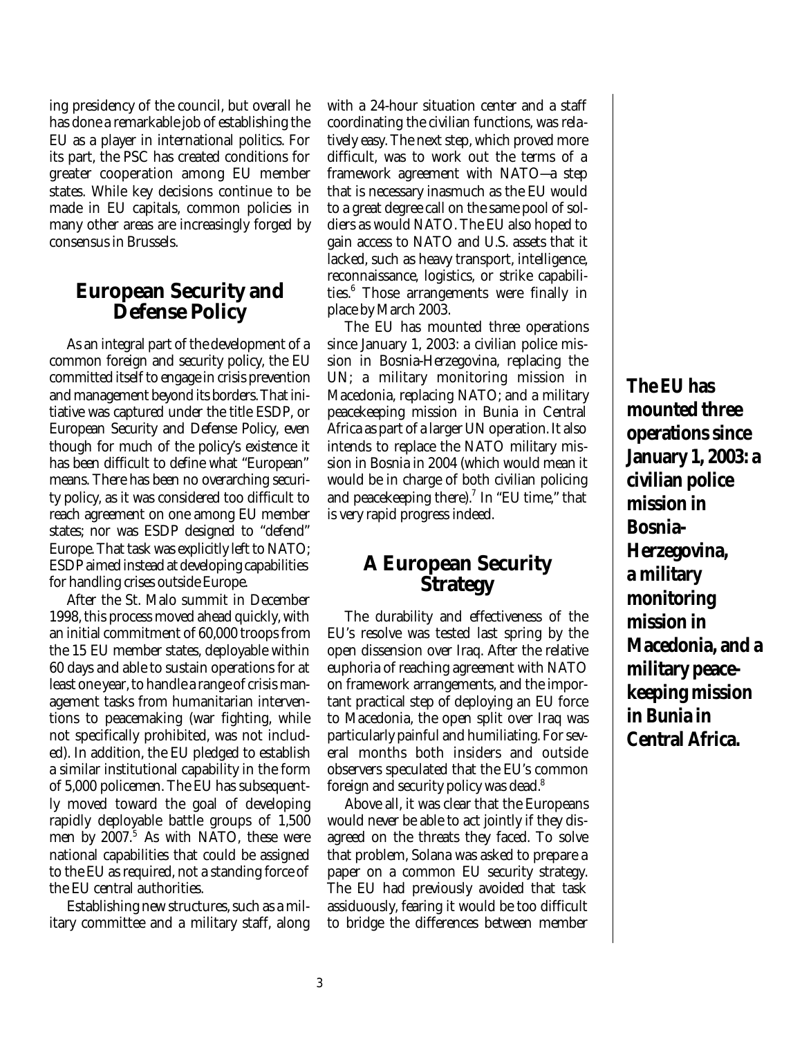ing presidency of the council, but overall he has done a remarkable job of establishing the EU as a player in international politics. For its part, the PSC has created conditions for greater cooperation among EU member states. While key decisions continue to be made in EU capitals, common policies in many other areas are increasingly forged by consensus in Brussels.

## European Security and Defense Policy

As an integral part of the development of a common foreign and security policy, the EU committed itself to engage in crisis prevention and management beyond its borders. That initiative was captured under the title ESDP, or European Security and Defense Policy, even though for much of the policy's existence it has been difficult to define what "European" means. There has been no overarching security policy, as it was considered too difficult to reach agreement on one among EU member states; nor was ESDP designed to "defend" Europe. That task was explicitly left to NATO; ESDP aimed instead at developing capabilities for handling crises outside Europe.

After the St. Malo summit in December 1998, this process moved ahead quickly, with an initial commitment of 60,000 troops from the 15 EU member states, deployable within 60 days and able to sustain operations for at least one year, to handle a range of crisis management tasks from humanitarian interventions to peacemaking (war fighting, while not specifically prohibited, was not included). In addition, the EU pledged to establish a similar institutional capability in the form of 5,000 policemen. The EU has subsequently moved toward the goal of developing rapidly deployable battle groups of 1,500 men by 2007.[5] As with NATO, these were national capabilities that could be assigned to the EU as required, not a standing force of the EU central authorities.

Establishing new structures, such as a military committee and a military staff, along with a 24-hour situation center and a staff coordinating the civilian functions, was relatively easy. The next step, which proved more difficult, was to work out the terms of a framework agreement with NATO—a step that is necessary inasmuch as the EU would to a great degree call on the same pool of soldiers as would NATO. The EU also hoped to gain access to NATO and U.S. assets that it lacked, such as heavy transport, intelligence, reconnaissance, logistics, or strike capabilities.[6] Those arrangements were finally in place by March 2003.

The EU has mounted three operations since January 1, 2003: a civilian police mission in Bosnia-Herzegovina, replacing the UN; a military monitoring mission in Macedonia, replacing NATO; and a military peacekeeping mission in Bunia in Central Africa as part of a larger UN operation. It also intends to replace the NATO military mission in Bosnia in 2004 (which would mean it would be in charge of both civilian policing and peacekeeping there).[7] In "EU time," that is very rapid progress indeed.

**The EU has mounted three operations since January 1, 2003: a civilian police mission in Bosnia-Herzegovina, a military monitoring mission in Macedonia, and a military peacekeeping mission in Bunia in Central Africa.**

## A European Security Strategy

The durability and effectiveness of the EU's resolve was tested last spring by the open dissension over Iraq. After the relative euphoria of reaching agreement with NATO on framework arrangements, and the important practical step of deploying an EU force to Macedonia, the open split over Iraq was particularly painful and humiliating. For several months both insiders and outside observers speculated that the EU's common foreign and security policy was dead.[8]

Above all, it was clear that the Europeans would never be able to act jointly if they disagreed on the threats they faced. To solve that problem, Solana was asked to prepare a paper on a common EU security strategy. The EU had previously avoided that task assiduously, fearing it would be too difficult to bridge the differences between member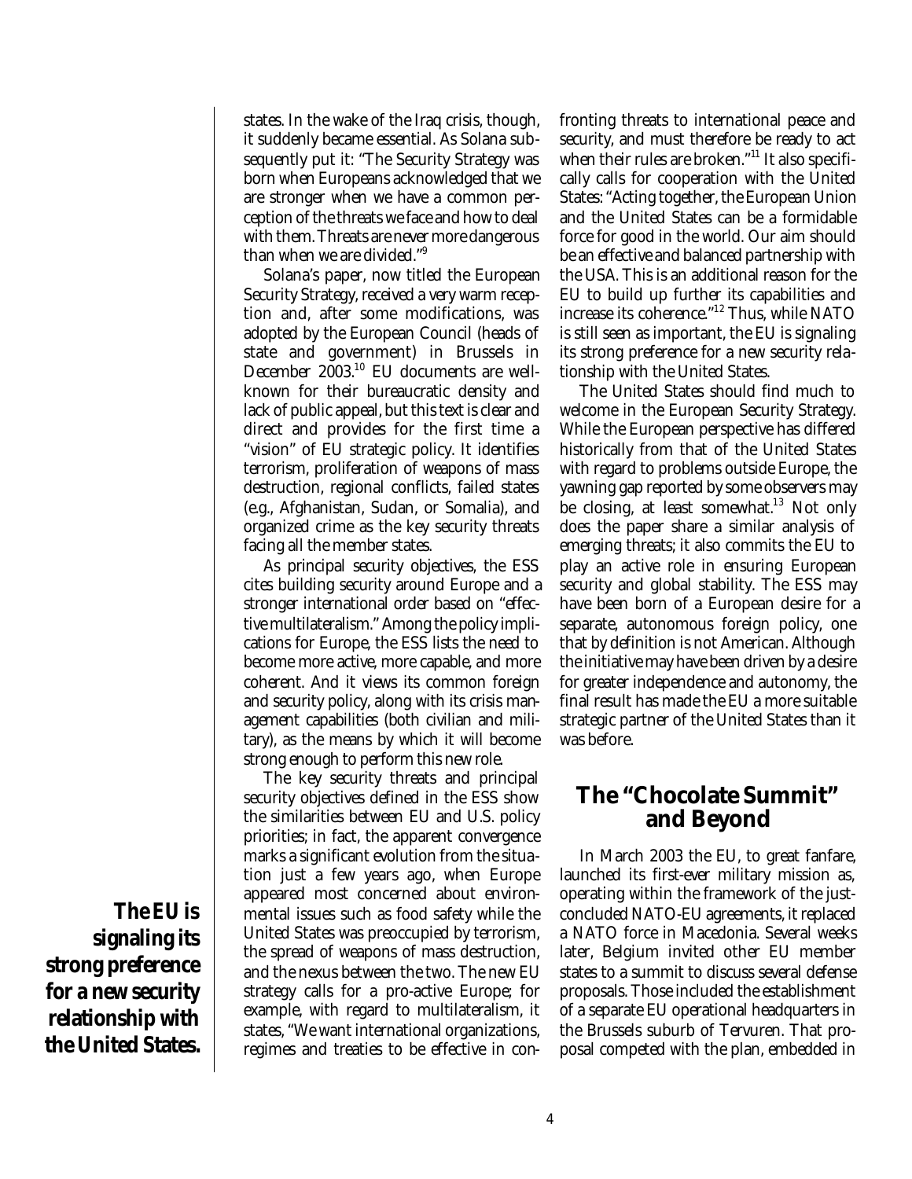states. In the wake of the Iraq crisis, though, it suddenly became essential. As Solana subsequently put it: "The Security Strategy was born when Europeans acknowledged that we are stronger when we have a common perception of the threats we face and how to deal with them. Threats are never more dangerous than when we are divided."[9]

Solana's paper, now titled the European Security Strategy, received a very warm reception and, after some modifications, was adopted by the European Council (heads of state and government) in Brussels in December 2003.[10] EU documents are well-known for their bureaucratic density and lack of public appeal, but this text is clear and direct and provides for the first time a "vision" of EU strategic policy. It identifies terrorism, proliferation of weapons of mass destruction, regional conflicts, failed states (e.g., Afghanistan, Sudan, or Somalia), and organized crime as the key security threats facing all the member states.

As principal security objectives, the ESS cites building security around Europe and a stronger international order based on "effective multilateralism." Among the policy implications for Europe, the ESS lists the need to become more active, more capable, and more coherent. And it views its common foreign and security policy, along with its crisis management capabilities (both civilian and military), as the means by which it will become strong enough to perform this new role.

The key security threats and principal security objectives defined in the ESS show the similarities between EU and U.S. policy priorities; in fact, the apparent convergence marks a significant evolution from the situation just a few years ago, when Europe appeared most concerned about environmental issues such as food safety while the United States was preoccupied by terrorism, the spread of weapons of mass destruction, and the nexus between the two. The new EU strategy calls for a pro-active Europe; for example, with regard to multilateralism, it states, "We want international organizations, regimes and treaties to be effective in confronting threats to international peace and security, and must therefore be ready to act when their rules are broken."[11] It also specifically calls for cooperation with the United States: "Acting together, the European Union and the United States can be a formidable force for good in the world. Our aim should be an effective and balanced partnership with the USA. This is an additional reason for the EU to build up further its capabilities and increase its coherence."[12] Thus, while NATO is still seen as important, the EU is signaling its strong preference for a new security relationship with the United States.

**The EU is signaling its strong preference for a new security relationship with the United States.**

The United States should find much to welcome in the European Security Strategy. While the European perspective has differed historically from that of the United States with regard to problems outside Europe, the yawning gap reported by some observers may be closing, at least somewhat.[13] Not only does the paper share a similar analysis of emerging threats; it also commits the EU to play an active role in ensuring European security and global stability. The ESS may have been born of a European desire for a separate, autonomous foreign policy, one that by definition is not American. Although the initiative may have been driven by a desire for greater independence and autonomy, the final result has made the EU a more suitable strategic partner of the United States than it was before.

## The "Chocolate Summit" and Beyond

In March 2003 the EU, to great fanfare, launched its first-ever military mission as, operating within the framework of the just-concluded NATO-EU agreements, it replaced a NATO force in Macedonia. Several weeks later, Belgium invited other EU member states to a summit to discuss several defense proposals. Those included the establishment of a separate EU operational headquarters in the Brussels suburb of Tervuren. That proposal competed with the plan, embedded in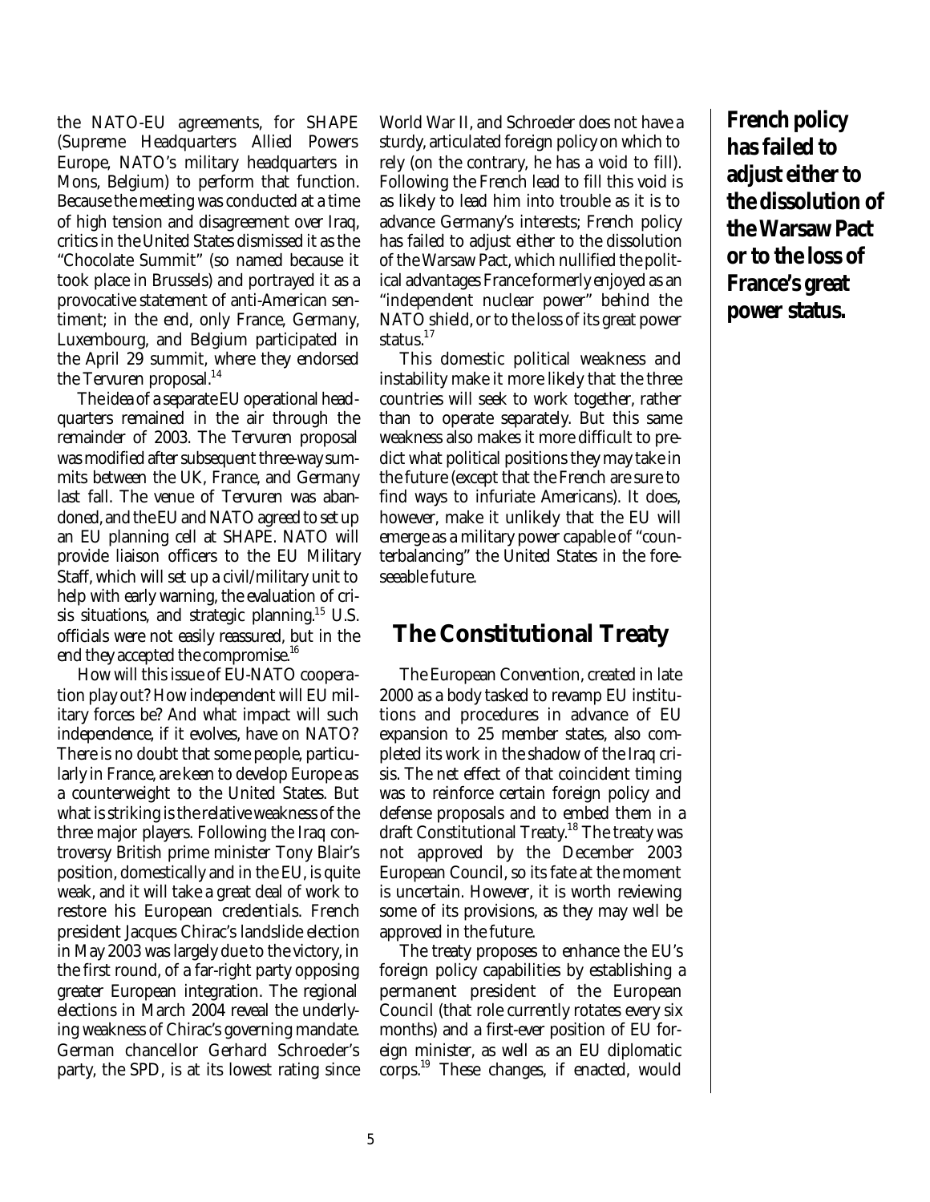the NATO-EU agreements, for SHAPE (Supreme Headquarters Allied Powers Europe, NATO's military headquarters in Mons, Belgium) to perform that function. Because the meeting was conducted at a time of high tension and disagreement over Iraq, critics in the United States dismissed it as the "Chocolate Summit" (so named because it took place in Brussels) and portrayed it as a provocative statement of anti-American sentiment; in the end, only France, Germany, Luxembourg, and Belgium participated in the April 29 summit, where they endorsed the Tervuren proposal.[14]

The idea of a separate EU operational headquarters remained in the air through the remainder of 2003. The Tervuren proposal was modified after subsequent three-way summits between the UK, France, and Germany last fall. The venue of Tervuren was abandoned, and the EU and NATO agreed to set up an EU planning cell at SHAPE. NATO will provide liaison officers to the EU Military Staff, which will set up a civil/military unit to help with early warning, the evaluation of crisis situations, and strategic planning.[15] U.S. officials were not easily reassured, but in the end they accepted the compromise.[16]

How will this issue of EU-NATO cooperation play out? How independent will EU military forces be? And what impact will such independence, if it evolves, have on NATO? There is no doubt that some people, particularly in France, are keen to develop Europe as a counterweight to the United States. But what is striking is the relative weakness of the three major players. Following the Iraq controversy British prime minister Tony Blair's position, domestically and in the EU, is quite weak, and it will take a great deal of work to restore his European credentials. French president Jacques Chirac's landslide election in May 2003 was largely due to the victory, in the first round, of a far-right party opposing greater European integration. The regional elections in March 2004 reveal the underlying weakness of Chirac's governing mandate. German chancellor Gerhard Schroeder's party, the SPD, is at its lowest rating since World War II, and Schroeder does not have a sturdy, articulated foreign policy on which to rely (on the contrary, he has a void to fill). Following the French lead to fill this void is as likely to lead him into trouble as it is to advance Germany's interests; French policy has failed to adjust either to the dissolution of the Warsaw Pact, which nullified the political advantages France formerly enjoyed as an "independent nuclear power" behind the NATO shield, or to the loss of its great power status.[17]

This domestic political weakness and instability make it more likely that the three countries will seek to work together, rather than to operate separately. But this same weakness also makes it more difficult to predict what political positions they may take in the future (except that the French are sure to find ways to infuriate Americans). It does, however, make it unlikely that the EU will emerge as a military power capable of "counterbalancing" the United States in the foreseeable future.

**French policy has failed to adjust either to the dissolution of the Warsaw Pact or to the loss of France's great power status.**

## The Constitutional Treaty

The European Convention, created in late 2000 as a body tasked to revamp EU institutions and procedures in advance of EU expansion to 25 member states, also completed its work in the shadow of the Iraq crisis. The net effect of that coincident timing was to reinforce certain foreign policy and defense proposals and to embed them in a draft Constitutional Treaty.[18] The treaty was not approved by the December 2003 European Council, so its fate at the moment is uncertain. However, it is worth reviewing some of its provisions, as they may well be approved in the future.

The treaty proposes to enhance the EU's foreign policy capabilities by establishing a permanent president of the European Council (that role currently rotates every six months) and a first-ever position of EU foreign minister, as well as an EU diplomatic corps.[19] These changes, if enacted, would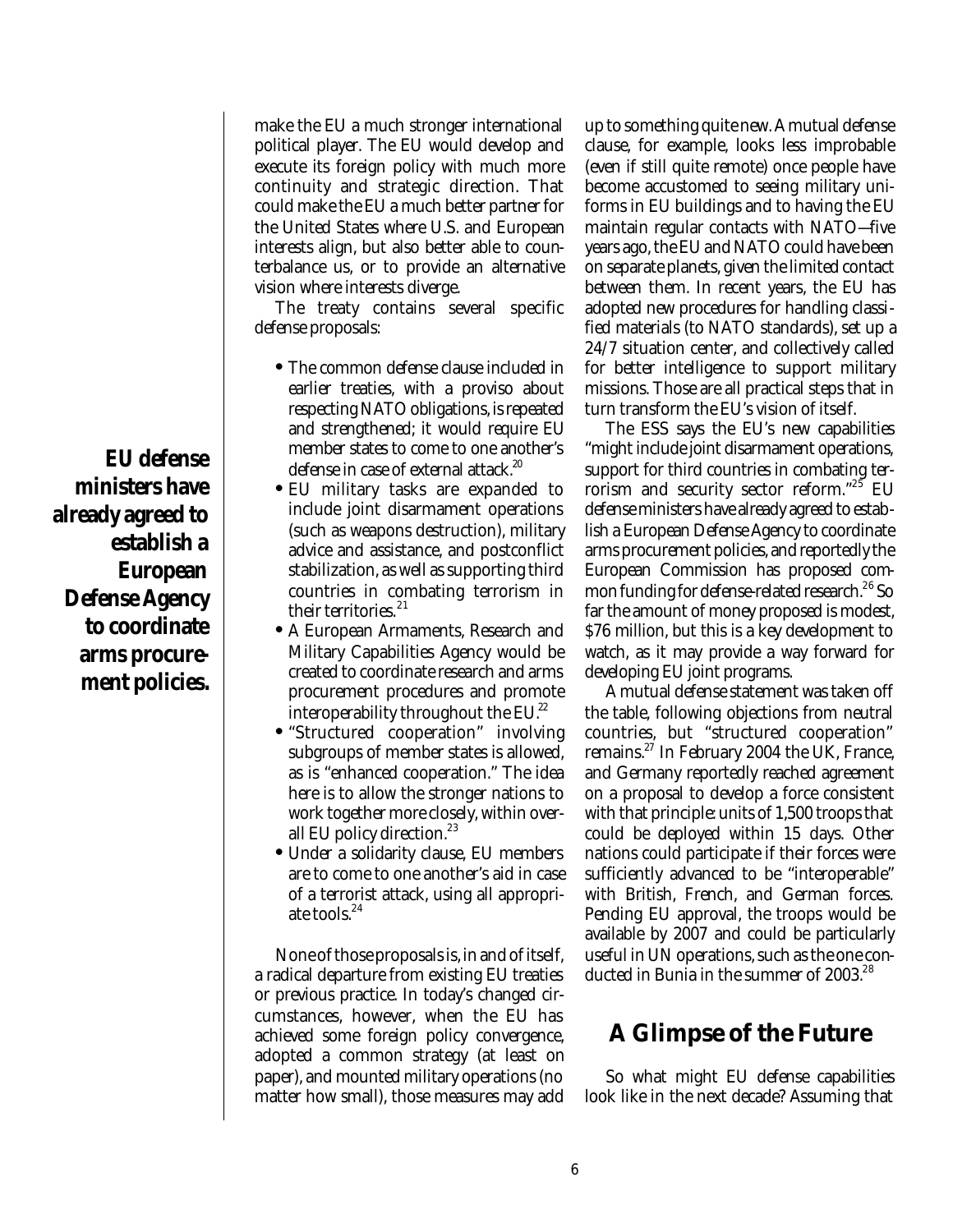make the EU a much stronger international political player. The EU would develop and execute its foreign policy with much more continuity and strategic direction. That could make the EU a much better partner for the United States where U.S. and European interests align, but also better able to counterbalance us, or to provide an alternative vision where interests diverge.

The treaty contains several specific defense proposals:

- The common defense clause included in earlier treaties, with a proviso about respecting NATO obligations, is repeated and strengthened; it would require EU member states to come to one another's defense in case of external attack.[20]
- EU military tasks are expanded to include joint disarmament operations (such as weapons destruction), military advice and assistance, and postconflict stabilization, as well as supporting third countries in combating terrorism in their territories.[21]
- A European Armaments, Research and Military Capabilities Agency would be created to coordinate research and arms procurement procedures and promote interoperability throughout the EU.[22]
- "Structured cooperation" involving subgroups of member states is allowed, as is "enhanced cooperation." The idea here is to allow the stronger nations to work together more closely, within overall EU policy direction.[23]
- Under a solidarity clause, EU members are to come to one another's aid in case of a terrorist attack, using all appropriate tools.[24]

None of those proposals is, in and of itself, a radical departure from existing EU treaties or previous practice. In today's changed circumstances, however, when the EU has achieved some foreign policy convergence, adopted a common strategy (at least on paper), and mounted military operations (no matter how small), those measures may add up to something quite new. A mutual defense clause, for example, looks less improbable (even if still quite remote) once people have become accustomed to seeing military uniforms in EU buildings and to having the EU maintain regular contacts with NATO—five years ago, the EU and NATO could have been on separate planets, given the limited contact between them. In recent years, the EU has adopted new procedures for handling classified materials (to NATO standards), set up a 24/7 situation center, and collectively called for better intelligence to support military missions. Those are all practical steps that in turn transform the EU's vision of itself.

**EU defense ministers have already agreed to establish a European Defense Agency to coordinate arms procurement policies.**

The ESS says the EU's new capabilities "might include joint disarmament operations, support for third countries in combating terrorism and security sector reform."[25] EU defense ministers have already agreed to establish a European Defense Agency to coordinate arms procurement policies, and reportedly the European Commission has proposed common funding for defense-related research.[26] So far the amount of money proposed is modest, $76 million, but this is a key development to watch, as it may provide a way forward for developing EU joint programs.

A mutual defense statement was taken off the table, following objections from neutral countries, but "structured cooperation" remains.[27] In February 2004 the UK, France, and Germany reportedly reached agreement on a proposal to develop a force consistent with that principle: units of 1,500 troops that could be deployed within 15 days. Other nations could participate if their forces were sufficiently advanced to be "interoperable" with British, French, and German forces. Pending EU approval, the troops would be available by 2007 and could be particularly useful in UN operations, such as the one conducted in Bunia in the summer of 2003.[28]

## A Glimpse of the Future

So what might EU defense capabilities look like in the next decade? Assuming that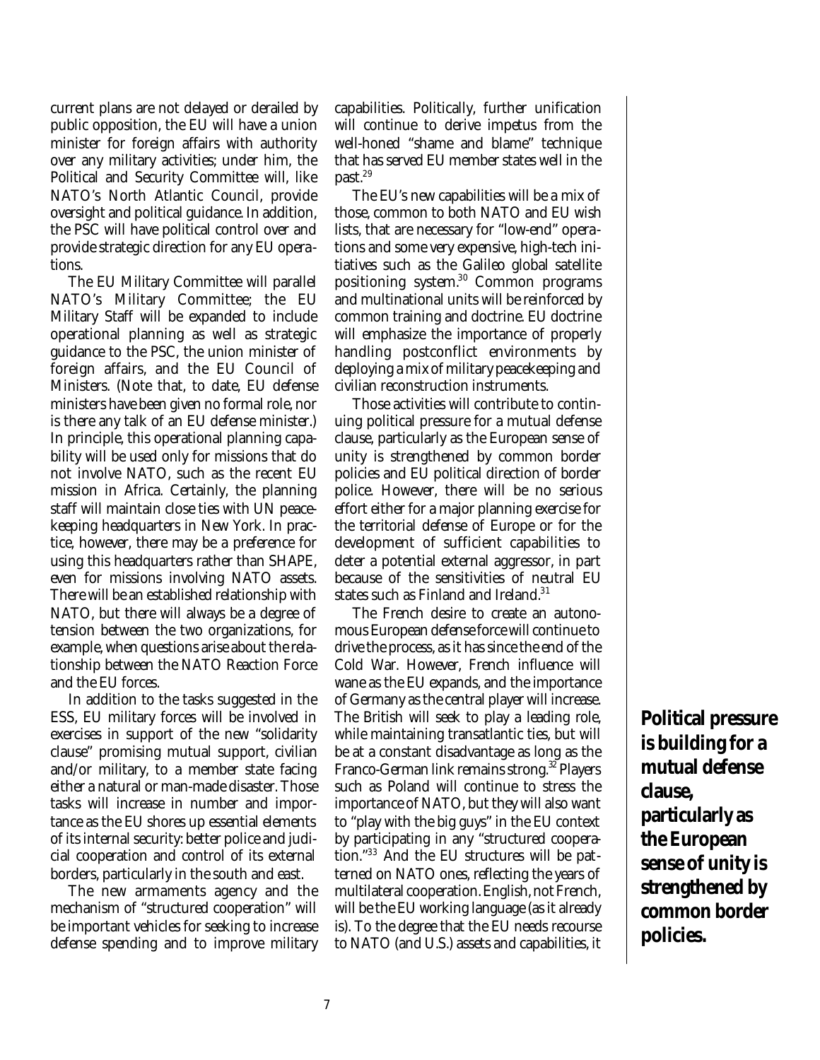current plans are not delayed or derailed by public opposition, the EU will have a union minister for foreign affairs with authority over any military activities; under him, the Political and Security Committee will, like NATO's North Atlantic Council, provide oversight and political guidance. In addition, the PSC will have political control over and provide strategic direction for any EU operations.

The EU Military Committee will parallel NATO's Military Committee; the EU Military Staff will be expanded to include operational planning as well as strategic guidance to the PSC, the union minister of foreign affairs, and the EU Council of Ministers. (Note that, to date, EU defense ministers have been given no formal role, nor is there any talk of an EU defense minister.) In principle, this operational planning capability will be used only for missions that do not involve NATO, such as the recent EU mission in Africa. Certainly, the planning staff will maintain close ties with UN peacekeeping headquarters in New York. In practice, however, there may be a preference for using this headquarters rather than SHAPE, even for missions involving NATO assets. There will be an established relationship with NATO, but there will always be a degree of tension between the two organizations, for example, when questions arise about the relationship between the NATO Reaction Force and the EU forces.

In addition to the tasks suggested in the ESS, EU military forces will be involved in exercises in support of the new "solidarity clause" promising mutual support, civilian and/or military, to a member state facing either a natural or man-made disaster. Those tasks will increase in number and importance as the EU shores up essential elements of its internal security: better police and judicial cooperation and control of its external borders, particularly in the south and east.

The new armaments agency and the mechanism of "structured cooperation" will be important vehicles for seeking to increase defense spending and to improve military capabilities. Politically, further unification will continue to derive impetus from the well-honed "shame and blame" technique that has served EU member states well in the past.[29]

The EU's new capabilities will be a mix of those, common to both NATO and EU wish lists, that are necessary for "low-end" operations and some very expensive, high-tech initiatives such as the Galileo global satellite positioning system.[30] Common programs and multinational units will be reinforced by common training and doctrine. EU doctrine will emphasize the importance of properly handling postconflict environments by deploying a mix of military peacekeeping and civilian reconstruction instruments.

Those activities will contribute to continuing political pressure for a mutual defense clause, particularly as the European sense of unity is strengthened by common border policies and EU political direction of border police. However, there will be no serious effort either for a major planning exercise for the territorial defense of Europe or for the development of sufficient capabilities to deter a potential external aggressor, in part because of the sensitivities of neutral EU states such as Finland and Ireland.[31]

The French desire to create an autonomous European defense force will continue to drive the process, as it has since the end of the Cold War. However, French influence will wane as the EU expands, and the importance of Germany as the central player will increase. The British will seek to play a leading role, while maintaining transatlantic ties, but will be at a constant disadvantage as long as the Franco-German link remains strong.[32] Players such as Poland will continue to stress the importance of NATO, but they will also want to "play with the big guys" in the EU context by participating in any "structured cooperation."[33] And the EU structures will be patterned on NATO ones, reflecting the years of multilateral cooperation. English, not French, will be the EU working language (as it already is). To the degree that the EU needs recourse to NATO (and U.S.) assets and capabilities, it

**Political pressure is building for a mutual defense clause, particularly as the European sense of unity is strengthened by common border policies.**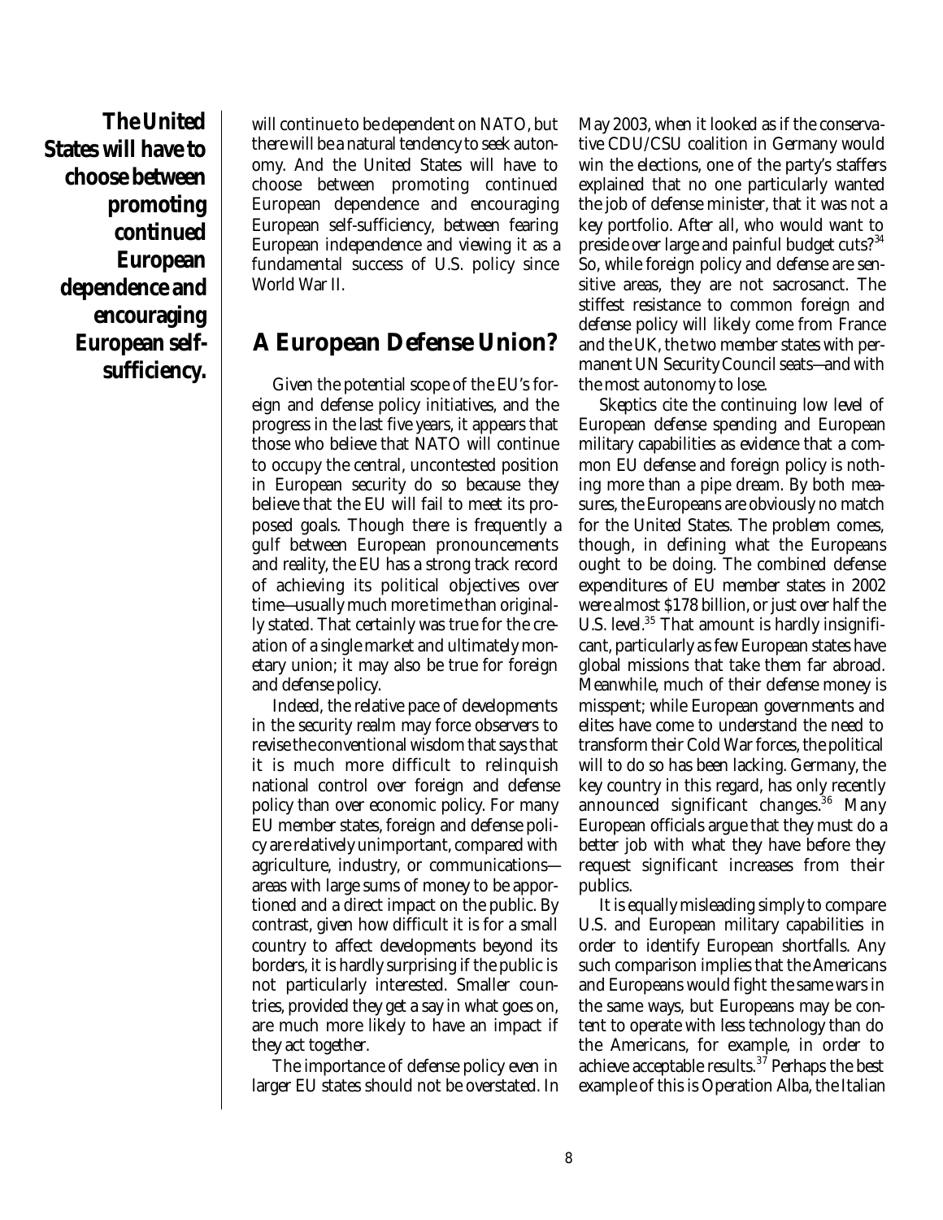will continue to be dependent on NATO, but there will be a natural tendency to seek autonomy. And the United States will have to choose between promoting continued European dependence and encouraging European self-sufficiency, between fearing European independence and viewing it as a fundamental success of U.S. policy since World War II.

**The United States will have to choose between promoting continued European dependence and encouraging European self-sufficiency.**

## A European Defense Union?

Given the potential scope of the EU's foreign and defense policy initiatives, and the progress in the last five years, it appears that those who believe that NATO will continue to occupy the central, uncontested position in European security do so because they believe that the EU will fail to meet its proposed goals. Though there is frequently a gulf between European pronouncements and reality, the EU has a strong track record of achieving its political objectives over time—usually much more time than originally stated. That certainly was true for the creation of a single market and ultimately monetary union; it may also be true for foreign and defense policy.

Indeed, the relative pace of developments in the security realm may force observers to revise the conventional wisdom that says that it is much more difficult to relinquish national control over foreign and defense policy than over economic policy. For many EU member states, foreign and defense policy are relatively unimportant, compared with agriculture, industry, or communications—areas with large sums of money to be apportioned and a direct impact on the public. By contrast, given how difficult it is for a small country to affect developments beyond its borders, it is hardly surprising if the public is not particularly interested. Smaller countries, provided they get a say in what goes on, are much more likely to have an impact if they act together.

The importance of defense policy even in larger EU states should not be overstated. In May 2003, when it looked as if the conservative CDU/CSU coalition in Germany would win the elections, one of the party's staffers explained that no one particularly wanted the job of defense minister, that it was not a key portfolio. After all, who would want to preside over large and painful budget cuts?[34] So, while foreign policy and defense are sensitive areas, they are not sacrosanct. The stiffest resistance to common foreign and defense policy will likely come from France and the UK, the two member states with permanent UN Security Council seats—and with the most autonomy to lose.

Skeptics cite the continuing low level of European defense spending and European military capabilities as evidence that a common EU defense and foreign policy is nothing more than a pipe dream. By both measures, the Europeans are obviously no match for the United States. The problem comes, though, in defining what the Europeans ought to be doing. The combined defense expenditures of EU member states in 2002 were almost $178 billion, or just over half the U.S. level.[35] That amount is hardly insignificant, particularly as few European states have global missions that take them far abroad. Meanwhile, much of their defense money is misspent; while European governments and elites have come to understand the need to transform their Cold War forces, the political will to do so has been lacking. Germany, the key country in this regard, has only recently announced significant changes.[36] Many European officials argue that they must do a better job with what they have before they request significant increases from their publics.

It is equally misleading simply to compare U.S. and European military capabilities in order to identify European shortfalls. Any such comparison implies that the Americans and Europeans would fight the same wars in the same ways, but Europeans may be content to operate with less technology than do the Americans, for example, in order to achieve acceptable results.[37] Perhaps the best example of this is Operation Alba, the Italian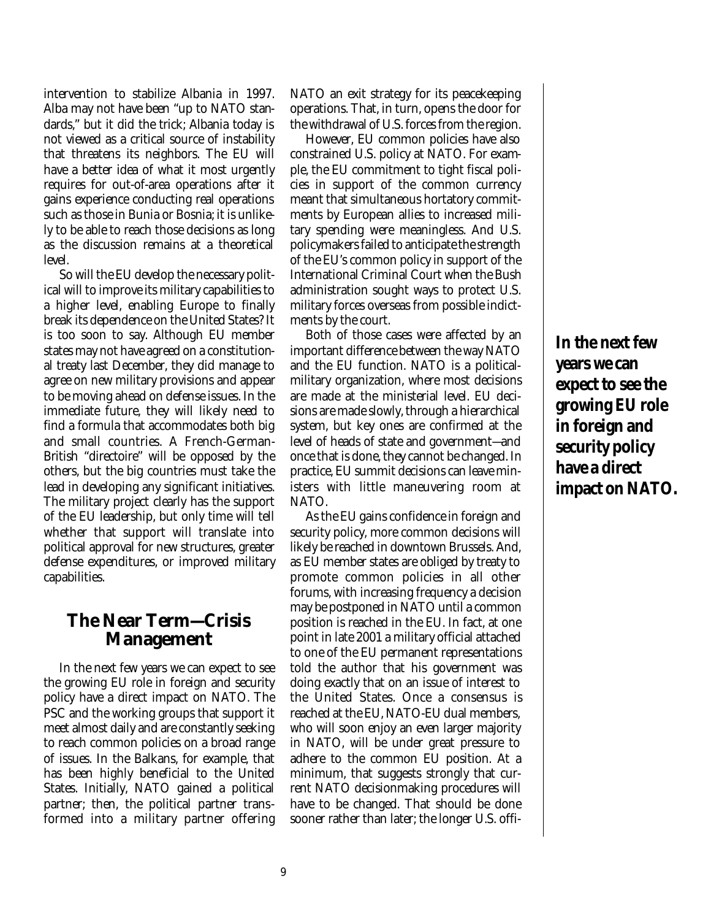intervention to stabilize Albania in 1997. Alba may not have been "up to NATO standards," but it did the trick; Albania today is not viewed as a critical source of instability that threatens its neighbors. The EU will have a better idea of what it most urgently requires for out-of-area operations after it gains experience conducting real operations such as those in Bunia or Bosnia; it is unlikely to be able to reach those decisions as long as the discussion remains at a theoretical level.

So will the EU develop the necessary political will to improve its military capabilities to a higher level, enabling Europe to finally break its dependence on the United States? It is too soon to say. Although EU member states may not have agreed on a constitutional treaty last December, they did manage to agree on new military provisions and appear to be moving ahead on defense issues. In the immediate future, they will likely need to find a formula that accommodates both big and small countries. A French-German-British "directoire" will be opposed by the others, but the big countries must take the lead in developing any significant initiatives. The military project clearly has the support of the EU leadership, but only time will tell whether that support will translate into political approval for new structures, greater defense expenditures, or improved military capabilities.

## The Near Term—Crisis Management

In the next few years we can expect to see the growing EU role in foreign and security policy have a direct impact on NATO. The PSC and the working groups that support it meet almost daily and are constantly seeking to reach common policies on a broad range of issues. In the Balkans, for example, that has been highly beneficial to the United States. Initially, NATO gained a political partner; then, the political partner transformed into a military partner offering NATO an exit strategy for its peacekeeping operations. That, in turn, opens the door for the withdrawal of U.S. forces from the region.

However, EU common policies have also constrained U.S. policy at NATO. For example, the EU commitment to tight fiscal policies in support of the common currency meant that simultaneous hortatory commitments by European allies to increased military spending were meaningless. And U.S. policymakers failed to anticipate the strength of the EU's common policy in support of the International Criminal Court when the Bush administration sought ways to protect U.S. military forces overseas from possible indictments by the court.

Both of those cases were affected by an important difference between the way NATO and the EU function. NATO is a political-military organization, where most decisions are made at the ministerial level. EU decisions are made slowly, through a hierarchical system, but key ones are confirmed at the level of heads of state and government—and once that is done, they cannot be changed. In practice, EU summit decisions can leave ministers with little maneuvering room at NATO.

As the EU gains confidence in foreign and security policy, more common decisions will likely be reached in downtown Brussels. And, as EU member states are obliged by treaty to promote common policies in all other forums, with increasing frequency a decision may be postponed in NATO until a common position is reached in the EU. In fact, at one point in late 2001 a military official attached to one of the EU permanent representations told the author that his government was doing exactly that on an issue of interest to the United States. Once a consensus is reached at the EU, NATO-EU dual members, who will soon enjoy an even larger majority in NATO, will be under great pressure to adhere to the common EU position. At a minimum, that suggests strongly that current NATO decisionmaking procedures will have to be changed. That should be done sooner rather than later; the longer U.S. offi-

**In the next few years we can expect to see the growing EU role in foreign and security policy have a direct impact on NATO.**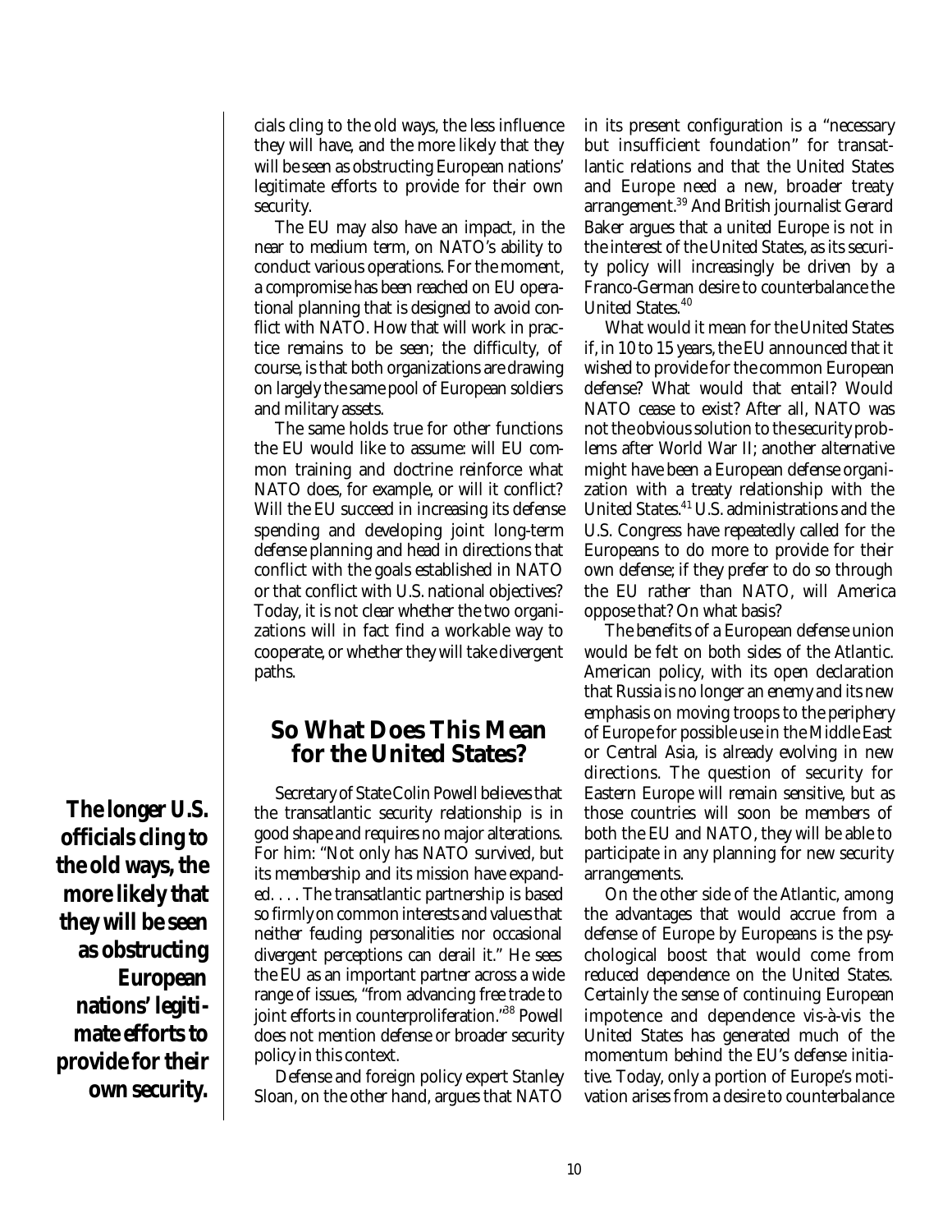cials cling to the old ways, the less influence they will have, and the more likely that they will be seen as obstructing European nations' legitimate efforts to provide for their own security.

The EU may also have an impact, in the near to medium term, on NATO's ability to conduct various operations. For the moment, a compromise has been reached on EU operational planning that is designed to avoid conflict with NATO. How that will work in practice remains to be seen; the difficulty, of course, is that both organizations are drawing on largely the same pool of European soldiers and military assets.

The same holds true for other functions the EU would like to assume: will EU common training and doctrine reinforce what NATO does, for example, or will it conflict? Will the EU succeed in increasing its defense spending and developing joint long-term defense planning and head in directions that conflict with the goals established in NATO or that conflict with U.S. national objectives? Today, it is not clear whether the two organizations will in fact find a workable way to cooperate, or whether they will take divergent paths.

**The longer U.S. officials cling to the old ways, the more likely that they will be seen as obstructing European nations' legitimate efforts to provide for their own security.**

## So What Does This Mean for the United States?

Secretary of State Colin Powell believes that the transatlantic security relationship is in good shape and requires no major alterations. For him: "Not only has NATO survived, but its membership and its mission have expanded. . . . The transatlantic partnership is based so firmly on common interests and values that neither feuding personalities nor occasional divergent perceptions can derail it." He sees the EU as an important partner across a wide range of issues, "from advancing free trade to joint efforts in counterproliferation."[38] Powell does not mention defense or broader security policy in this context.

Defense and foreign policy expert Stanley Sloan, on the other hand, argues that NATO in its present configuration is a "necessary but insufficient foundation" for transatlantic relations and that the United States and Europe need a new, broader treaty arrangement.[39] And British journalist Gerard Baker argues that a united Europe is not in the interest of the United States, as its security policy will increasingly be driven by a Franco-German desire to counterbalance the United States.[40]

What would it mean for the United States if, in 10 to 15 years, the EU announced that it wished to provide for the common European defense? What would that entail? Would NATO cease to exist? After all, NATO was not the obvious solution to the security problems after World War II; another alternative might have been a European defense organization with a treaty relationship with the United States.[41] U.S. administrations and the U.S. Congress have repeatedly called for the Europeans to do more to provide for their own defense; if they prefer to do so through the EU rather than NATO, will America oppose that? On what basis?

The benefits of a European defense union would be felt on both sides of the Atlantic. American policy, with its open declaration that Russia is no longer an enemy and its new emphasis on moving troops to the periphery of Europe for possible use in the Middle East or Central Asia, is already evolving in new directions. The question of security for Eastern Europe will remain sensitive, but as those countries will soon be members of both the EU and NATO, they will be able to participate in any planning for new security arrangements.

On the other side of the Atlantic, among the advantages that would accrue from a defense of Europe by Europeans is the psychological boost that would come from reduced dependence on the United States. Certainly the sense of continuing European impotence and dependence vis-à-vis the United States has generated much of the momentum behind the EU's defense initiative. Today, only a portion of Europe's motivation arises from a desire to counterbalance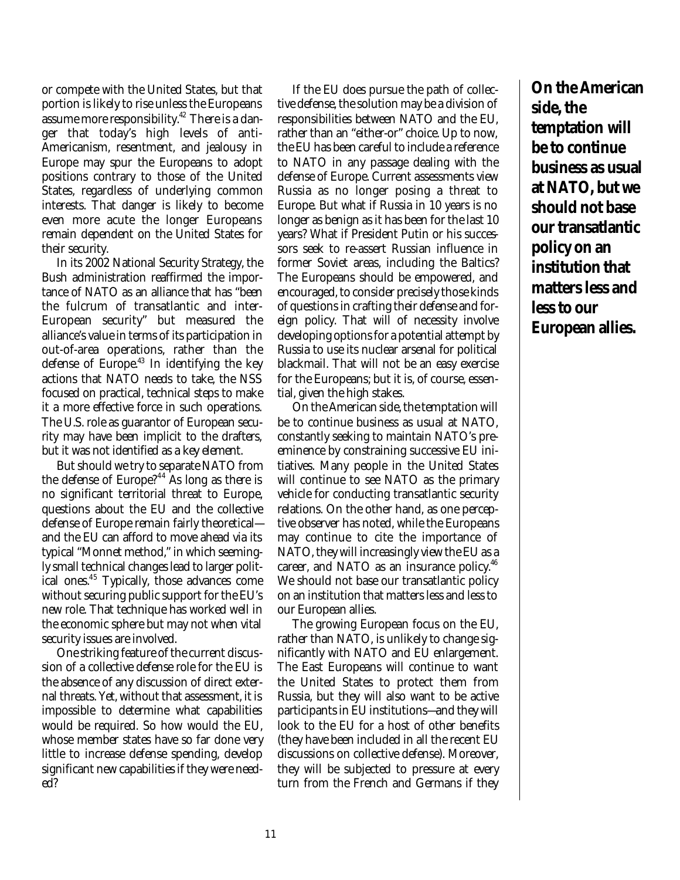or compete with the United States, but that portion is likely to rise unless the Europeans assume more responsibility.[42] There is a danger that today's high levels of anti-Americanism, resentment, and jealousy in Europe may spur the Europeans to adopt positions contrary to those of the United States, regardless of underlying common interests. That danger is likely to become even more acute the longer Europeans remain dependent on the United States for their security.

In its 2002 National Security Strategy, the Bush administration reaffirmed the importance of NATO as an alliance that has "been the fulcrum of transatlantic and inter-European security" but measured the alliance's value in terms of its participation in out-of-area operations, rather than the defense of Europe.[43] In identifying the key actions that NATO needs to take, the NSS focused on practical, technical steps to make it a more effective force in such operations. The U.S. role as guarantor of European security may have been implicit to the drafters, but it was not identified as a key element.

But should we try to separate NATO from the defense of Europe?[44] As long as there is no significant territorial threat to Europe, questions about the EU and the collective defense of Europe remain fairly theoretical—and the EU can afford to move ahead via its typical "Monnet method," in which seemingly small technical changes lead to larger political ones.[45] Typically, those advances come without securing public support for the EU's new role. That technique has worked well in the economic sphere but may not when vital security issues are involved.

One striking feature of the current discussion of a collective defense role for the EU is the absence of any discussion of direct external threats. Yet, without that assessment, it is impossible to determine what capabilities would be required. So how would the EU, whose member states have so far done very little to increase defense spending, develop significant new capabilities if they were needed?

If the EU does pursue the path of collective defense, the solution may be a division of responsibilities between NATO and the EU, rather than an "either-or" choice. Up to now, the EU has been careful to include a reference to NATO in any passage dealing with the defense of Europe. Current assessments view Russia as no longer posing a threat to Europe. But what if Russia in 10 years is no longer as benign as it has been for the last 10 years? What if President Putin or his successors seek to re-assert Russian influence in former Soviet areas, including the Baltics? The Europeans should be empowered, and encouraged, to consider precisely those kinds of questions in crafting their defense and foreign policy. That will of necessity involve developing options for a potential attempt by Russia to use its nuclear arsenal for political blackmail. That will not be an easy exercise for the Europeans; but it is, of course, essential, given the high stakes.

On the American side, the temptation will be to continue business as usual at NATO, constantly seeking to maintain NATO's preeminence by constraining successive EU initiatives. Many people in the United States will continue to see NATO as the primary vehicle for conducting transatlantic security relations. On the other hand, as one perceptive observer has noted, while the Europeans may continue to cite the importance of NATO, they will increasingly view the EU as a career, and NATO as an insurance policy.[46] We should not base our transatlantic policy on an institution that matters less and less to our European allies.

**On the American side, the temptation will be to continue business as usual at NATO, but we should not base our transatlantic policy on an institution that matters less and less to our European allies.**

The growing European focus on the EU, rather than NATO, is unlikely to change significantly with NATO and EU enlargement. The East Europeans will continue to want the United States to protect them from Russia, but they will also want to be active participants in EU institutions—and they will look to the EU for a host of other benefits (they have been included in all the recent EU discussions on collective defense). Moreover, they will be subjected to pressure at every turn from the French and Germans if they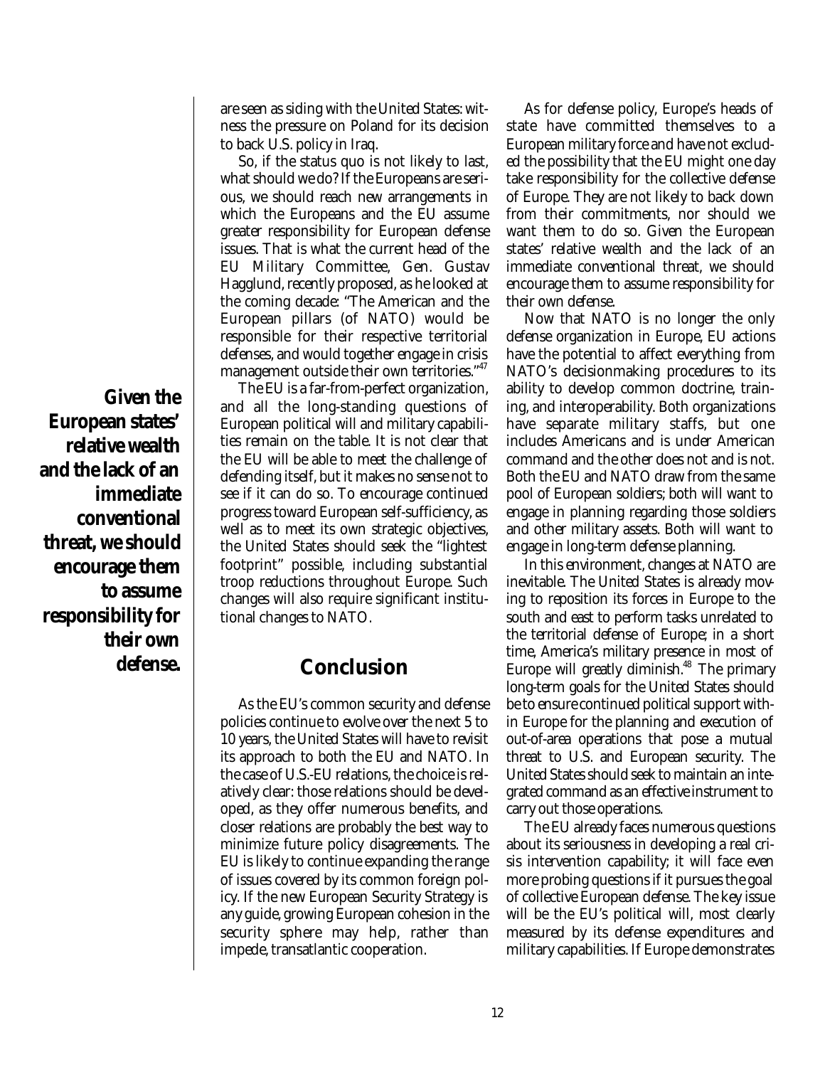are seen as siding with the United States: witness the pressure on Poland for its decision to back U.S. policy in Iraq.

So, if the status quo is not likely to last, what should we do? If the Europeans are serious, we should reach new arrangements in which the Europeans and the EU assume greater responsibility for European defense issues. That is what the current head of the EU Military Committee, Gen. Gustav Hagglund, recently proposed, as he looked at the coming decade: "The American and the European pillars (of NATO) would be responsible for their respective territorial defenses, and would together engage in crisis management outside their own territories."[47]

The EU is a far-from-perfect organization, and all the long-standing questions of European political will and military capabilities remain on the table. It is not clear that the EU will be able to meet the challenge of defending itself, but it makes no sense not to see if it can do so. To encourage continued progress toward European self-sufficiency, as well as to meet its own strategic objectives, the United States should seek the "lightest footprint" possible, including substantial troop reductions throughout Europe. Such changes will also require significant institutional changes to NATO.

**Given the European states' relative wealth and the lack of an immediate conventional threat, we should encourage them to assume responsibility for their own defense.**

## Conclusion

As the EU's common security and defense policies continue to evolve over the next 5 to 10 years, the United States will have to revisit its approach to both the EU and NATO. In the case of U.S.-EU relations, the choice is relatively clear: those relations should be developed, as they offer numerous benefits, and closer relations are probably the best way to minimize future policy disagreements. The EU is likely to continue expanding the range of issues covered by its common foreign policy. If the new European Security Strategy is any guide, growing European cohesion in the security sphere may help, rather than impede, transatlantic cooperation.

As for defense policy, Europe's heads of state have committed themselves to a European military force and have not excluded the possibility that the EU might one day take responsibility for the collective defense of Europe. They are not likely to back down from their commitments, nor should we want them to do so. Given the European states' relative wealth and the lack of an immediate conventional threat, we should encourage them to assume responsibility for their own defense.

Now that NATO is no longer the only defense organization in Europe, EU actions have the potential to affect everything from NATO's decisionmaking procedures to its ability to develop common doctrine, training, and interoperability. Both organizations have separate military staffs, but one includes Americans and is under American command and the other does not and is not. Both the EU and NATO draw from the same pool of European soldiers; both will want to engage in planning regarding those soldiers and other military assets. Both will want to engage in long-term defense planning.

In this environment, changes at NATO are inevitable. The United States is already moving to reposition its forces in Europe to the south and east to perform tasks unrelated to the territorial defense of Europe; in a short time, America's military presence in most of Europe will greatly diminish.[48] The primary long-term goals for the United States should be to ensure continued political support within Europe for the planning and execution of out-of-area operations that pose a mutual threat to U.S. and European security. The United States should seek to maintain an integrated command as an effective instrument to carry out those operations.

The EU already faces numerous questions about its seriousness in developing a real crisis intervention capability; it will face even more probing questions if it pursues the goal of collective European defense. The key issue will be the EU's political will, most clearly measured by its defense expenditures and military capabilities. If Europe demonstrates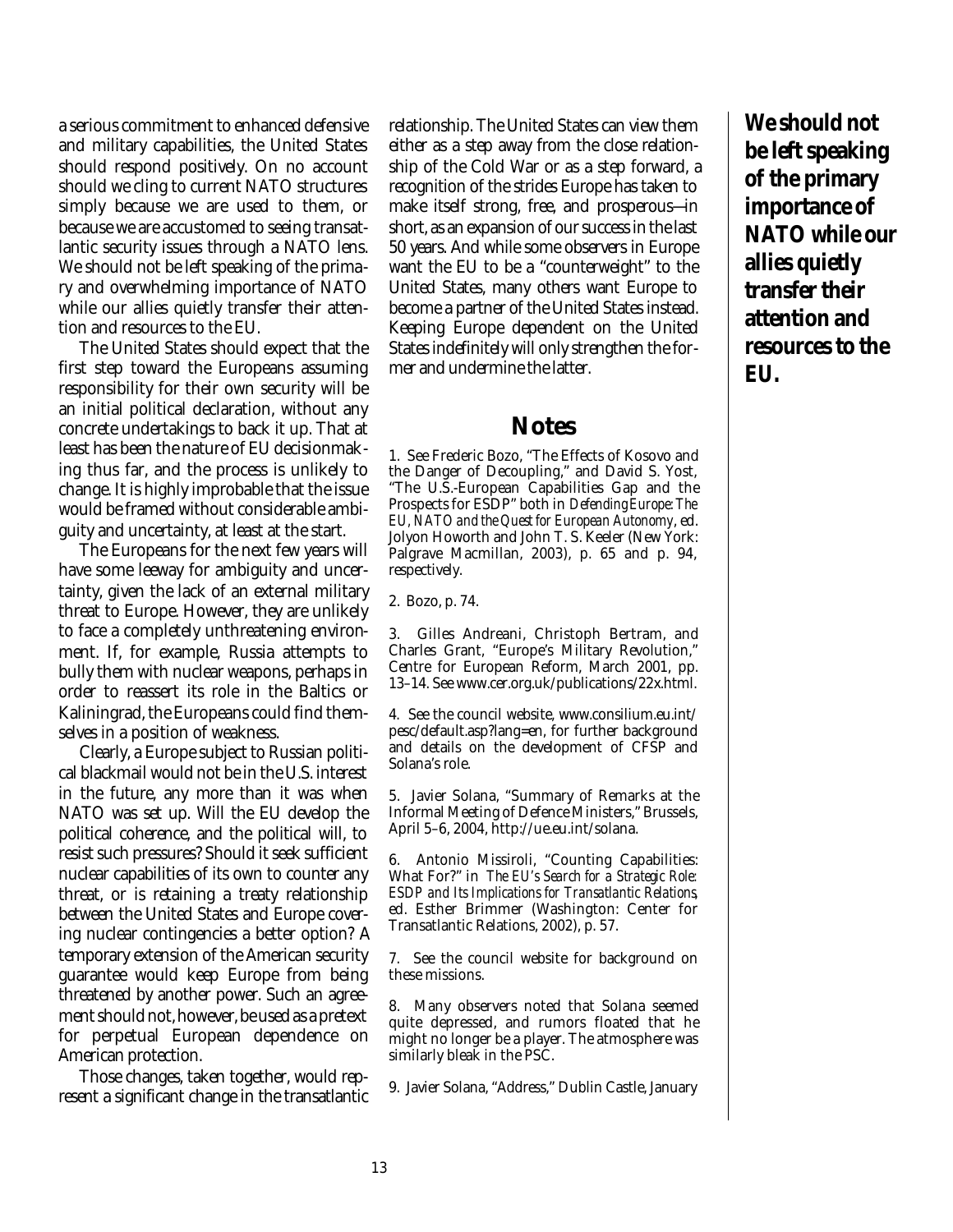a serious commitment to enhanced defensive and military capabilities, the United States should respond positively. On no account should we cling to current NATO structures simply because we are used to them, or because we are accustomed to seeing transatlantic security issues through a NATO lens. We should not be left speaking of the primary and overwhelming importance of NATO while our allies quietly transfer their attention and resources to the EU.

The United States should expect that the first step toward the Europeans assuming responsibility for their own security will be an initial political declaration, without any concrete undertakings to back it up. That at least has been the nature of EU decisionmaking thus far, and the process is unlikely to change. It is highly improbable that the issue would be framed without considerable ambiguity and uncertainty, at least at the start.

The Europeans for the next few years will have some leeway for ambiguity and uncertainty, given the lack of an external military threat to Europe. However, they are unlikely to face a completely unthreatening environment. If, for example, Russia attempts to bully them with nuclear weapons, perhaps in order to reassert its role in the Baltics or Kaliningrad, the Europeans could find themselves in a position of weakness.

Clearly, a Europe subject to Russian political blackmail would not be in the U.S. interest in the future, any more than it was when NATO was set up. Will the EU develop the political coherence, and the political will, to resist such pressures? Should it seek sufficient nuclear capabilities of its own to counter any threat, or is retaining a treaty relationship between the United States and Europe covering nuclear contingencies a better option? A temporary extension of the American security guarantee would keep Europe from being threatened by another power. Such an agreement should not, however, be used as a pretext for perpetual European dependence on American protection.

Those changes, taken together, would represent a significant change in the transatlantic relationship. The United States can view them either as a step away from the close relationship of the Cold War or as a step forward, a recognition of the strides Europe has taken to make itself strong, free, and prosperous—in short, as an expansion of our success in the last 50 years. And while some observers in Europe want the EU to be a "counterweight" to the United States, many others want Europe to become a partner of the United States instead. Keeping Europe dependent on the United States indefinitely will only strengthen the former and undermine the latter.

**We should not be left speaking of the primary importance of NATO while our allies quietly transfer their attention and resources to the EU.**

## Notes

1. See Frederic Bozo, "The Effects of Kosovo and the Danger of Decoupling," and David S. Yost, "The U.S.-European Capabilities Gap and the Prospects for ESDP" both in *Defending Europe: The EU, NATO and the Quest for European Autonomy*, ed. Jolyon Howorth and John T. S. Keeler (New York: Palgrave Macmillan, 2003), p. 65 and p. 94, respectively.

2. Bozo, p. 74.

3. Gilles Andreani, Christoph Bertram, and Charles Grant, "Europe's Military Revolution," Centre for European Reform, March 2001, pp. 13–14. See www.cer.org.uk/publications/22x.html.

4. See the council website, www.consilium.eu.int/pesc/default.asp?lang=en, for further background and details on the development of CFSP and Solana's role.

5. Javier Solana, "Summary of Remarks at the Informal Meeting of Defence Ministers," Brussels, April 5–6, 2004, http://ue.eu.int/solana.

6. Antonio Missiroli, "Counting Capabilities: What For?" in *The EU's Search for a Strategic Role: ESDP and Its Implications for Transatlantic Relations*, ed. Esther Brimmer (Washington: Center for Transatlantic Relations, 2002), p. 57.

7. See the council website for background on these missions.

8. Many observers noted that Solana seemed quite depressed, and rumors floated that he might no longer be a player. The atmosphere was similarly bleak in the PSC.

9. Javier Solana, "Address," Dublin Castle, January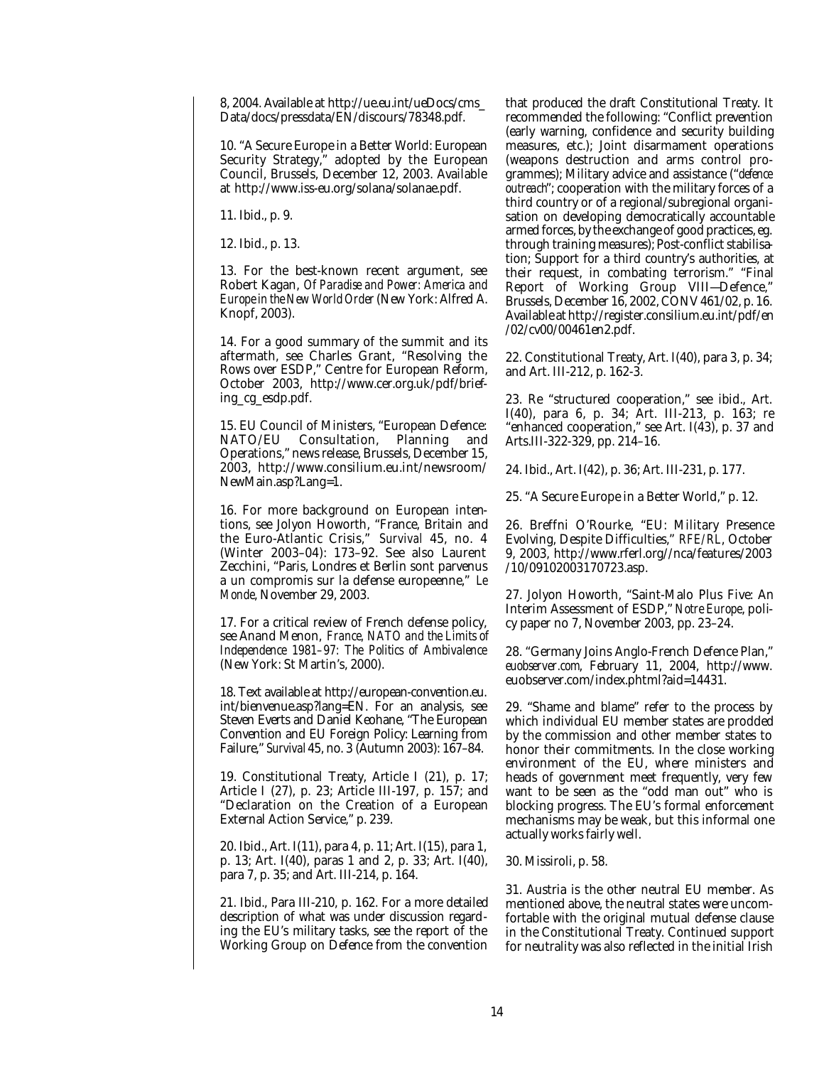8, 2004. Available at http://ue.eu.int/ueDocs/cms_Data/docs/pressdata/EN/discours/78348.pdf.

10. "A Secure Europe in a Better World: European Security Strategy," adopted by the European Council, Brussels, December 12, 2003. Available at http://www.iss-eu.org/solana/solanae.pdf.

11. Ibid., p. 9.

12. Ibid., p. 13.

13. For the best-known recent argument, see Robert Kagan, *Of Paradise and Power: America and Europe in the New World Order* (New York: Alfred A. Knopf, 2003).

14. For a good summary of the summit and its aftermath, see Charles Grant, "Resolving the Rows over ESDP," Centre for European Reform, October 2003, http://www.cer.org.uk/pdf/briefing_cg_esdp.pdf.

15. EU Council of Ministers, "European Defence: NATO/EU Consultation, Planning and Operations," news release, Brussels, December 15, 2003, http://www.consilium.eu.int/newsroom/NewMain.asp?Lang=1.

16. For more background on European intentions, see Jolyon Howorth, "France, Britain and the Euro-Atlantic Crisis," *Survival* 45, no. 4 (Winter 2003–04): 173–92. See also Laurent Zecchini, "Paris, Londres et Berlin sont parvenus a un compromis sur la defense europeenne," *Le Monde*, November 29, 2003.

17. For a critical review of French defense policy, see Anand Menon, *France, NATO and the Limits of Independence 1981–97: The Politics of Ambivalence* (New York: St Martin's, 2000).

18. Text available at http://european-convention.eu.int/bienvenue.asp?lang=EN. For an analysis, see Steven Everts and Daniel Keohane, "The European Convention and EU Foreign Policy: Learning from Failure," *Survival* 45, no. 3 (Autumn 2003): 167–84.

19. Constitutional Treaty, Article I (21), p. 17; Article I (27), p. 23; Article III-197, p. 157; and "Declaration on the Creation of a European External Action Service," p. 239.

20. Ibid., Art. I(11), para 4, p. 11; Art. I(15), para 1, p. 13; Art. I(40), paras 1 and 2, p. 33; Art. I(40), para 7, p. 35; and Art. III-214, p. 164.

21. Ibid., Para III-210, p. 162. For a more detailed description of what was under discussion regarding the EU's military tasks, see the report of the Working Group on Defence from the convention that produced the draft Constitutional Treaty. It recommended the following: "Conflict prevention (early warning, confidence and security building measures, etc.); Joint disarmament operations (weapons destruction and arms control programmes); Military advice and assistance ("*defence outreach*"; cooperation with the military forces of a third country or of a regional/subregional organisation on developing democratically accountable armed forces, by the exchange of good practices, eg. through training measures); Post-conflict stabilisation; Support for a third country's authorities, at their request, in combating terrorism." "Final Report of Working Group VIII—Defence," Brussels, December 16, 2002, CONV 461/02, p. 16. Available at http://register.consilium.eu.int/pdf/en/02/cv00/00461en2.pdf.

22. Constitutional Treaty, Art. I(40), para 3, p. 34; and Art. III-212, p. 162-3.

23. Re "structured cooperation," see ibid., Art. I(40), para 6, p. 34; Art. III-213, p. 163; re "enhanced cooperation," see Art. I(43), p. 37 and Arts.III-322-329, pp. 214–16.

24. Ibid., Art. I(42), p. 36; Art. III-231, p. 177.

25. "A Secure Europe in a Better World," p. 12.

26. Breffni O'Rourke, "EU: Military Presence Evolving, Despite Difficulties," *RFE/RL*, October 9, 2003, http://www.rferl.org//nca/features/2003/10/09102003170723.asp.

27. Jolyon Howorth, "Saint-Malo Plus Five: An Interim Assessment of ESDP," *Notre Europe*, policy paper no 7, November 2003, pp. 23–24.

28. "Germany Joins Anglo-French Defence Plan," *euobserver.com*, February 11, 2004, http://www.euobserver.com/index.phtml?aid=14431.

29. "Shame and blame" refer to the process by which individual EU member states are prodded by the commission and other member states to honor their commitments. In the close working environment of the EU, where ministers and heads of government meet frequently, very few want to be seen as the "odd man out" who is blocking progress. The EU's formal enforcement mechanisms may be weak, but this informal one actually works fairly well.

30. Missiroli, p. 58.

31. Austria is the other neutral EU member. As mentioned above, the neutral states were uncomfortable with the original mutual defense clause in the Constitutional Treaty. Continued support for neutrality was also reflected in the initial Irish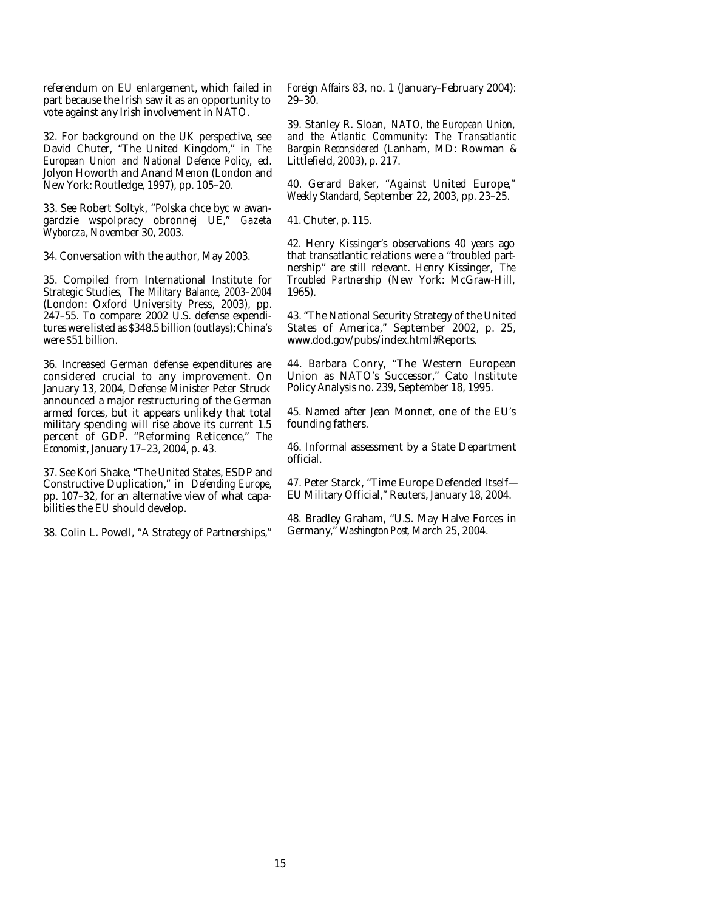referendum on EU enlargement, which failed in part because the Irish saw it as an opportunity to vote against any Irish involvement in NATO.

32. For background on the UK perspective, see David Chuter, "The United Kingdom," in *The European Union and National Defence Policy*, ed. Jolyon Howorth and Anand Menon (London and New York: Routledge, 1997), pp. 105–20.

33. See Robert Soltyk, "Polska chce byc w awangardzie wspolpracy obronnej UE," *Gazeta Wyborcza*, November 30, 2003.

34. Conversation with the author, May 2003.

35. Compiled from International Institute for Strategic Studies, *The Military Balance, 2003–2004* (London: Oxford University Press, 2003), pp. 247–55. To compare: 2002 U.S. defense expenditures were listed as $348.5 billion (outlays); China's were $51 billion.

36. Increased German defense expenditures are considered crucial to any improvement. On January 13, 2004, Defense Minister Peter Struck announced a major restructuring of the German armed forces, but it appears unlikely that total military spending will rise above its current 1.5 percent of GDP. "Reforming Reticence," *The Economist*, January 17–23, 2004, p. 43.

37. See Kori Shake, "The United States, ESDP and Constructive Duplication," in *Defending Europe*, pp. 107–32, for an alternative view of what capabilities the EU should develop.

38. Colin L. Powell, "A Strategy of Partnerships," *Foreign Affairs* 83, no. 1 (January–February 2004): 29–30.

39. Stanley R. Sloan, *NATO, the European Union, and the Atlantic Community: The Transatlantic Bargain Reconsidered* (Lanham, MD: Rowman & Littlefield, 2003), p. 217.

40. Gerard Baker, "Against United Europe," *Weekly Standard*, September 22, 2003, pp. 23–25.

41. Chuter, p. 115.

42. Henry Kissinger's observations 40 years ago that transatlantic relations were a "troubled partnership" are still relevant. Henry Kissinger, *The Troubled Partnership* (New York: McGraw-Hill, 1965).

43. "The National Security Strategy of the United States of America," September 2002, p. 25, www.dod.gov/pubs/index.html#Reports.

44. Barbara Conry, "The Western European Union as NATO's Successor," Cato Institute Policy Analysis no. 239, September 18, 1995.

45. Named after Jean Monnet, one of the EU's founding fathers.

46. Informal assessment by a State Department official.

47. Peter Starck, "Time Europe Defended Itself—EU Military Official," Reuters, January 18, 2004.

48. Bradley Graham, "U.S. May Halve Forces in Germany," *Washington Post*, March 25, 2004.